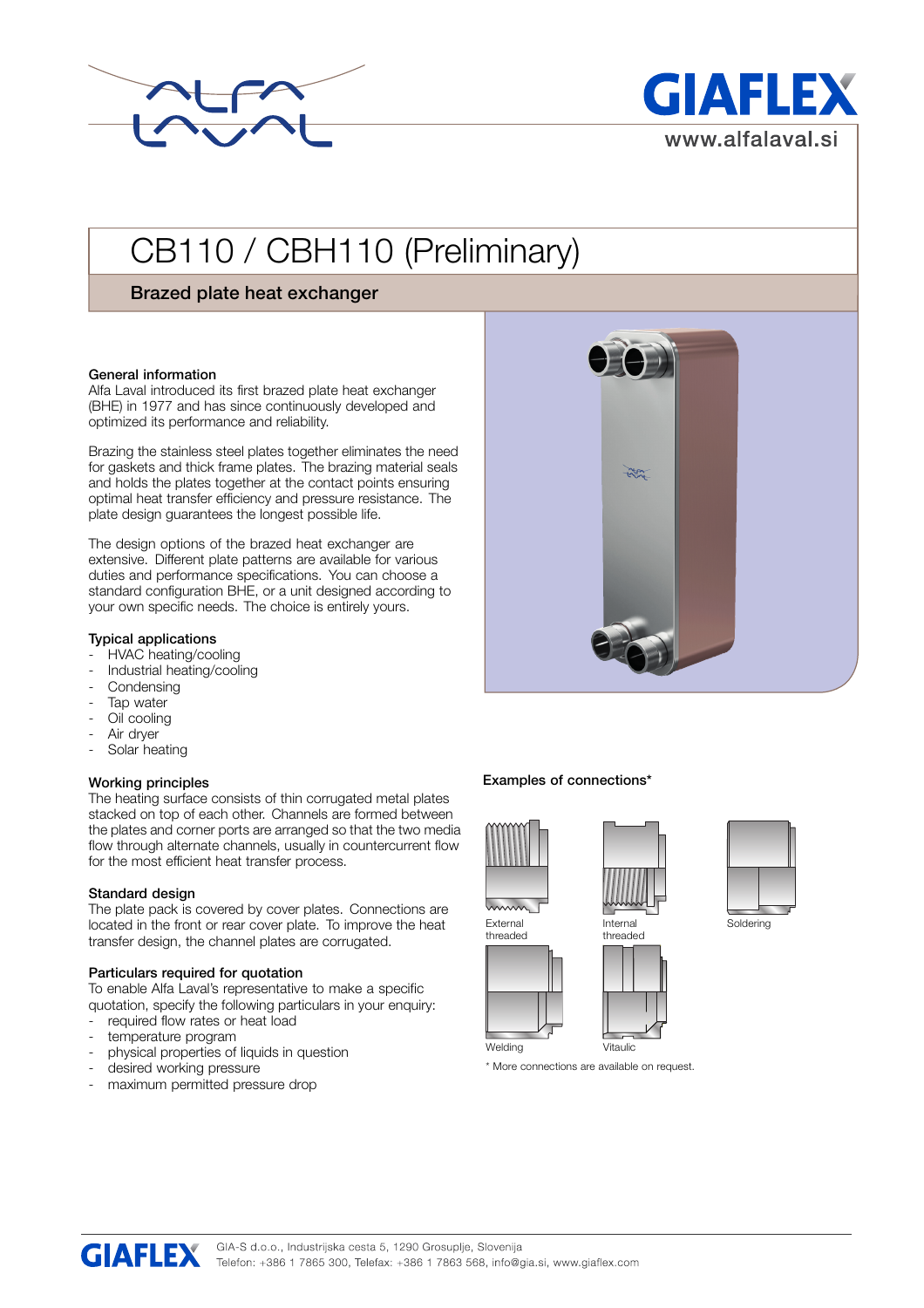# CB110 / CBH110 (Preliminary)

## Brazed plate heat exchanger

### General information

Alfa Laval introduced its first brazed plate heat exchanger (BHE) in 1977 and has since continuously developed and optimized its performance and reliability.

Brazing the stainless steel plates together eliminates the need for gaskets and thick frame plates. The brazing material seals and holds the plates together at the contact points ensuring optimal heat transfer efficiency and pressure resistance. The plate design guarantees the longest possible life.

The design options of the brazed heat exchanger are extensive. Different plate patterns are available for various duties and performance specifications. You can choose a standard configuration BHE, or a unit designed according to your own specific needs. The choice is entirely yours.

### Typical applications

- HVAC heating/cooling
- Industrial heating/cooling
- Condensing
- Tap water
- Oil cooling
- Air dryer
- Solar heating

### Working principles

The heating surface consists of thin corrugated metal plates stacked on top of each other. Channels are formed between the plates and corner ports are arranged so that the two media flow through alternate channels, usually in countercurrent flow for the most efficient heat transfer process.

### Standard design

The plate pack is covered by cover plates. Connections are located in the front or rear cover plate. To improve the heat transfer design, the channel plates are corrugated.

### Particulars required for quotation

To enable Alfa Laval's representative to make a specific quotation, specify the following particulars in your enquiry:

- required flow rates or heat load
- temperature program
- physical properties of liquids in question
- desired working pressure
- maximum permitted pressure drop

### Examples of connections*

External threaded

Internal threaded

Soldering

Welding

Vitaulic

* More connections are available on request.

GIA-S d.o.o., Industrijska cesta 5, 1290 Grosuplje, Slovenija
Telefon: +386 1 7865 300, Telefax: +386 1 7863 568, info@gia.si, www.giaflex.com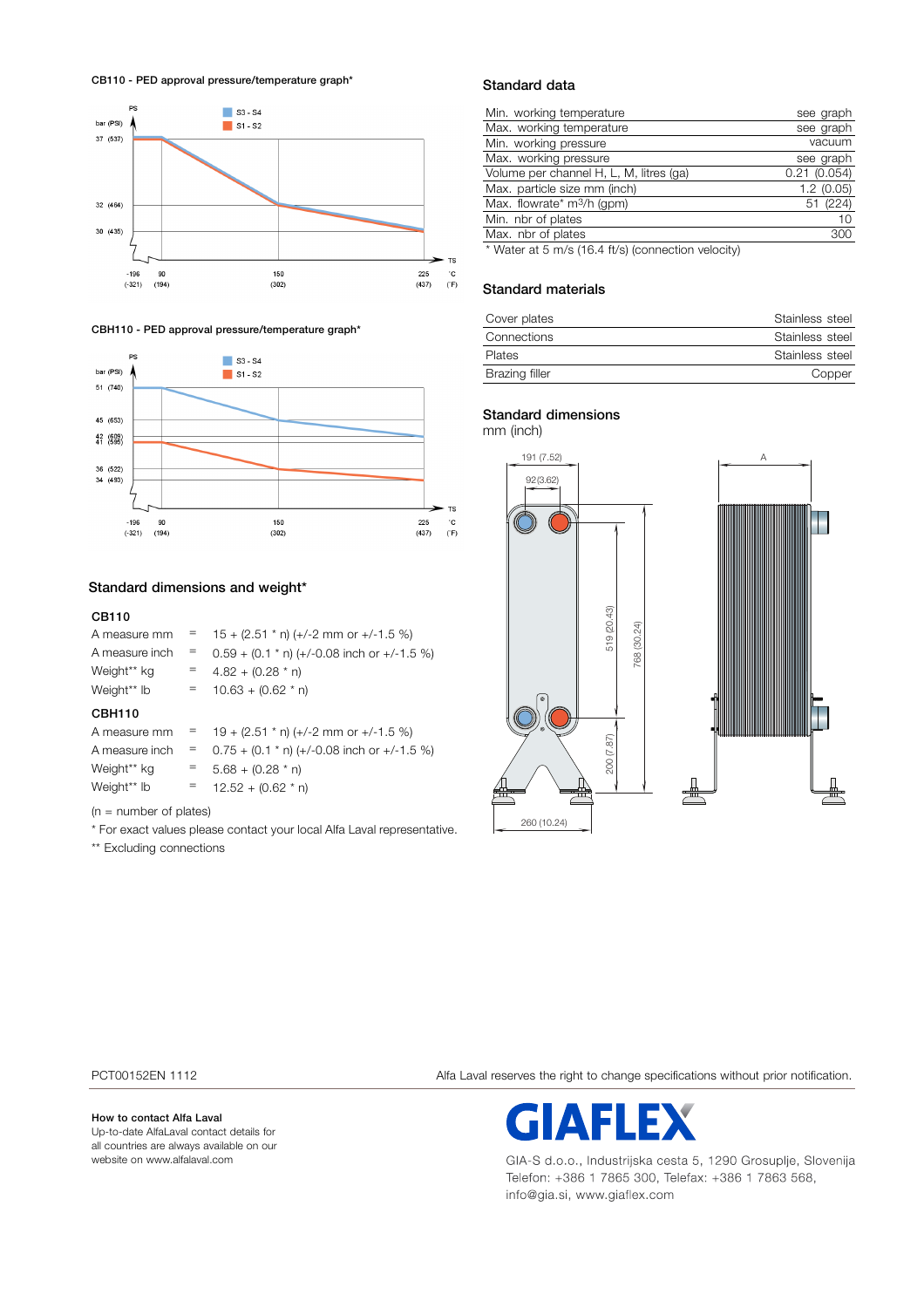### CB110 - PED approval pressure/temperature graph*

PS
bar (PSI)
S3 - S4
S1 - S2
37 (537)
32 (464)
30 (435)
-196 (-321)
90 (194)
150 (302)
225 (437)
TS
°C (°F)

### CBH110 - PED approval pressure/temperature graph*

PS
bar (PSI)
S3 - S4
S1 - S2
51 (740)
45 (653)
42 (609)
41 (595)
36 (522)
34 (493)
-196 (-321)
90 (194)
150 (302)
225 (437)
TS
°C (°F)

## Standard dimensions and weight*

**CB110**

| | | |
|---|---|---|
| A measure mm | = | 15 + (2.51 * n) (+/-2 mm or +/-1.5 %) |
| A measure inch | = | 0.59 + (0.1 * n) (+/-0.08 inch or +/-1.5 %) |
| Weight** kg | = | 4.82 + (0.28 * n) |
| Weight** lb | = | 10.63 + (0.62 * n) |

**CBH110**

| | | |
|---|---|---|
| A measure mm | = | 19 + (2.51 * n) (+/-2 mm or +/-1.5 %) |
| A measure inch | = | 0.75 + (0.1 * n) (+/-0.08 inch or +/-1.5 %) |
| Weight** kg | = | 5.68 + (0.28 * n) |
| Weight** lb | = | 12.52 + (0.62 * n) |

(n = number of plates)

* For exact values please contact your local Alfa Laval representative.

** Excluding connections

## Standard data

| | |
|---|---|
| Min. working temperature | see graph |
| Max. working temperature | see graph |
| Min. working pressure | vacuum |
| Max. working pressure | see graph |
| Volume per channel H, L, M, litres (ga) | 0.21 (0.054) |
| Max. particle size mm (inch) | 1.2 (0.05) |
| Max. flowrate* m³/h (gpm) | 51 (224) |
| Min. nbr of plates | 10 |
| Max. nbr of plates | 300 |

* Water at 5 m/s (16.4 ft/s) (connection velocity)

## Standard materials

| | |
|---|---|
| Cover plates | Stainless steel |
| Connections | Stainless steel |
| Plates | Stainless steel |
| Brazing filler | Copper |

## Standard dimensions

mm (inch)

191 (7.52)
92 (3.62)
519 (20.43)
768 (30.24)
200 (7.87)
260 (10.24)
A

PCT00152EN 1112

Alfa Laval reserves the right to change specifications without prior notification.

**How to contact Alfa Laval**
Up-to-date AlfaLaval contact details for all countries are always available on our website on www.alfalaval.com

GIAFLEX

GIA-S d.o.o., Industrijska cesta 5, 1290 Grosuplje, Slovenija
Telefon: +386 1 7865 300, Telefax: +386 1 7863 568,
info@gia.si, www.giaflex.com